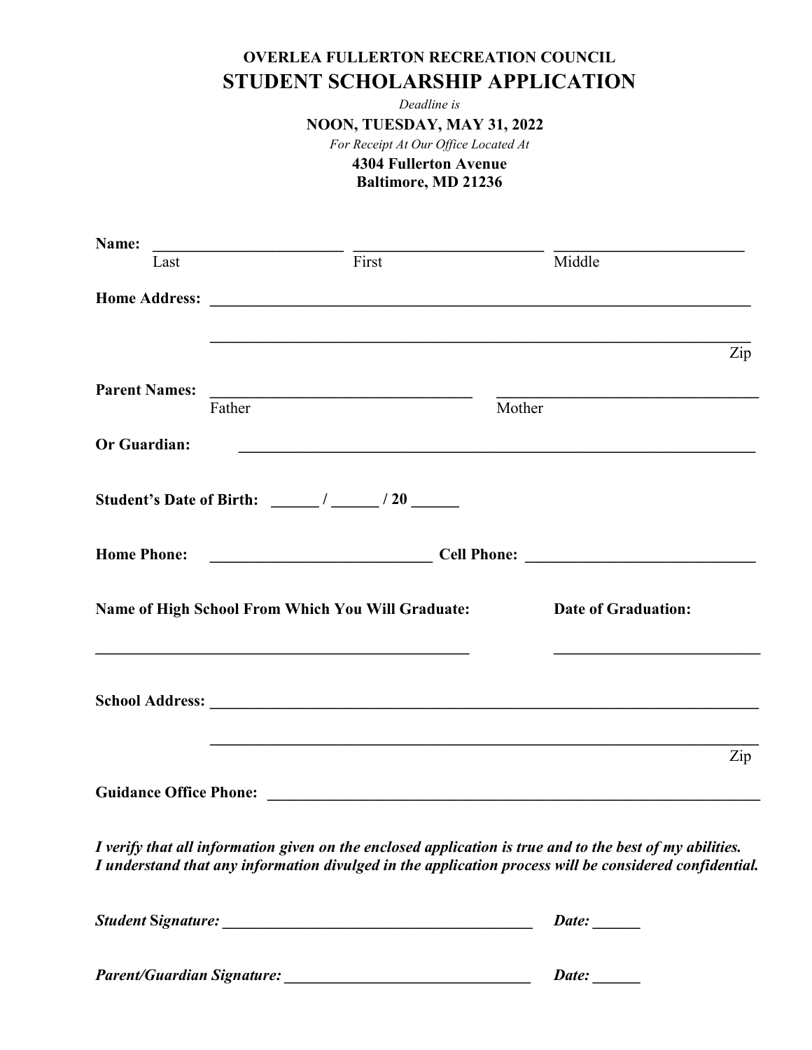**OVERLEA FULLERTON RECREATION COUNCIL**

# STUDENT SCHOLARSHIP APPLICATION

*Deadline is*

**NOON, TUESDAY, MAY 31, 2022**

*For Receipt At Our Office Located At*

**4304 Fullerton Avenue**
**Baltimore, MD 21236**

**Name:** ________________________ ________________________ ________________________
Last First Middle

**Home Address:** ______________________________________________________________________

______________________________________________________________________
Zip

**Parent Names:** ________________________________ ________________________________
Father Mother

**Or Guardian:** ________________________________________________________________

**Student's Date of Birth:** ______ / ______ / 20 ______

**Home Phone:** ____________________________ **Cell Phone:** ____________________________

**Name of High School From Which You Will Graduate:** **Date of Graduation:**

________________________________________________ __________________________

**School Address:** ______________________________________________________________________

______________________________________________________________________
Zip

**Guidance Office Phone:** ____________________________________________________________

***I verify that all information given on the enclosed application is true and to the best of my abilities. I understand that any information divulged in the application process will be considered confidential.***

***Student Signature:*** ________________________________________ ***Date:*** ______

***Parent/Guardian Signature:*** ________________________________ ***Date:*** ______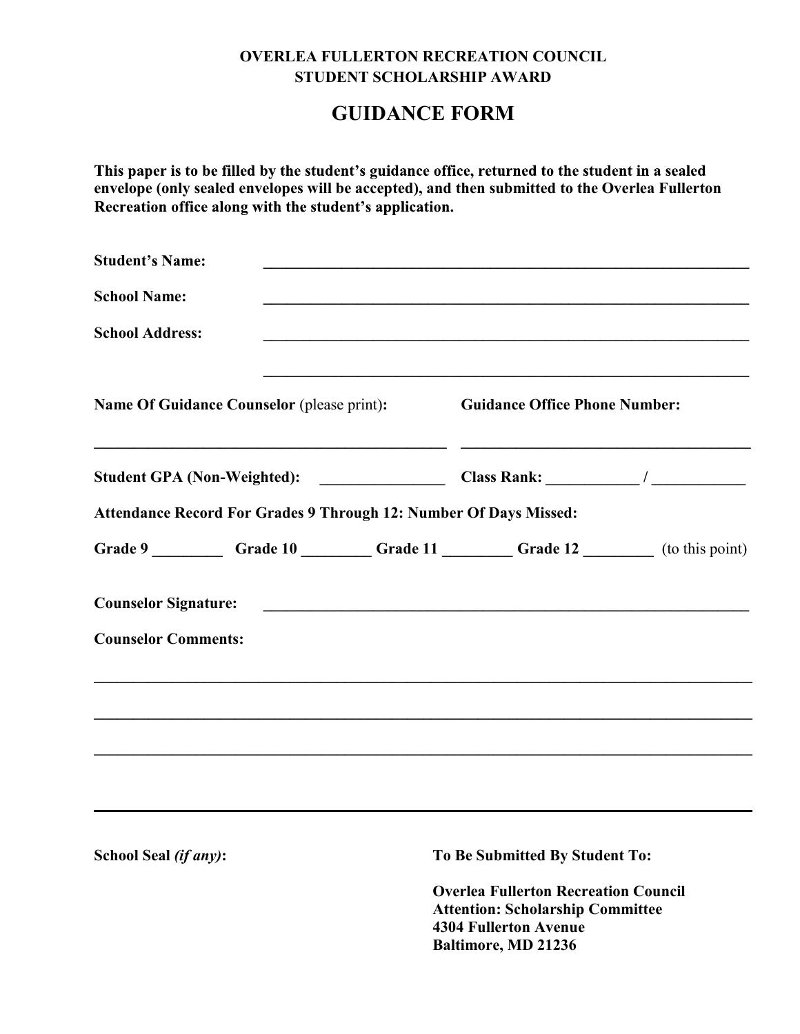**OVERLEA FULLERTON RECREATION COUNCIL**
**STUDENT SCHOLARSHIP AWARD**

# GUIDANCE FORM

**This paper is to be filled by the student's guidance office, returned to the student in a sealed envelope (only sealed envelopes will be accepted), and then submitted to the Overlea Fullerton Recreation office along with the student's application.**

**Student's Name:** ____________________________________________________________

**School Name:** ____________________________________________________________

**School Address:** ____________________________________________________________

____________________________________________________________

**Name Of Guidance Counselor** (please print)**:** ____________________________________________

**Guidance Office Phone Number:** ____________________________________

**Student GPA (Non-Weighted):** _______________ **Class Rank:** ___________ / ___________

**Attendance Record For Grades 9 Through 12: Number Of Days Missed:**

**Grade 9** ________ **Grade 10** ________ **Grade 11** ________ **Grade 12** ________ (to this point)

**Counselor Signature:** ____________________________________________________________

**Counselor Comments:**

______________________________________________________________________________

______________________________________________________________________________

______________________________________________________________________________

______________________________________________________________________________

**School Seal** ***(if any)*****:**

**To Be Submitted By Student To:**

**Overlea Fullerton Recreation Council**
**Attention: Scholarship Committee**
**4304 Fullerton Avenue**
**Baltimore, MD 21236**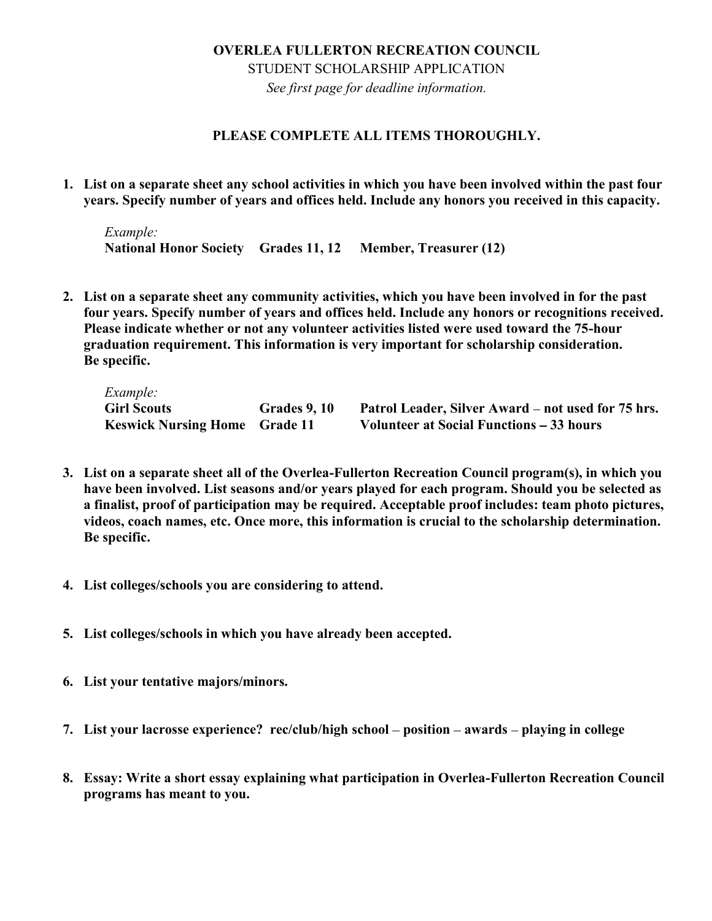**OVERLEA FULLERTON RECREATION COUNCIL**

STUDENT SCHOLARSHIP APPLICATION

*See first page for deadline information.*

**PLEASE COMPLETE ALL ITEMS THOROUGHLY.**

1. **List on a separate sheet any school activities in which you have been involved within the past four years. Specify number of years and offices held. Include any honors you received in this capacity.**

   *Example:*

   **National Honor Society  Grades 11, 12  Member, Treasurer (12)**

2. **List on a separate sheet any community activities, which you have been involved in for the past four years. Specify number of years and offices held. Include any honors or recognitions received. Please indicate whether or not any volunteer activities listed were used toward the 75-hour graduation requirement. This information is very important for scholarship consideration. Be specific.**

   *Example:*

   | | | |
   |---|---|---|
   | **Girl Scouts** | **Grades 9, 10** | **Patrol Leader, Silver Award – not used for 75 hrs.** |
   | **Keswick Nursing Home** | **Grade 11** | **Volunteer at Social Functions – 33 hours** |

3. **List on a separate sheet all of the Overlea-Fullerton Recreation Council program(s), in which you have been involved. List seasons and/or years played for each program. Should you be selected as a finalist, proof of participation may be required. Acceptable proof includes: team photo pictures, videos, coach names, etc. Once more, this information is crucial to the scholarship determination. Be specific.**

4. **List colleges/schools you are considering to attend.**

5. **List colleges/schools in which you have already been accepted.**

6. **List your tentative majors/minors.**

7. **List your lacrosse experience? rec/club/high school – position – awards – playing in college**

8. **Essay: Write a short essay explaining what participation in Overlea-Fullerton Recreation Council programs has meant to you.**